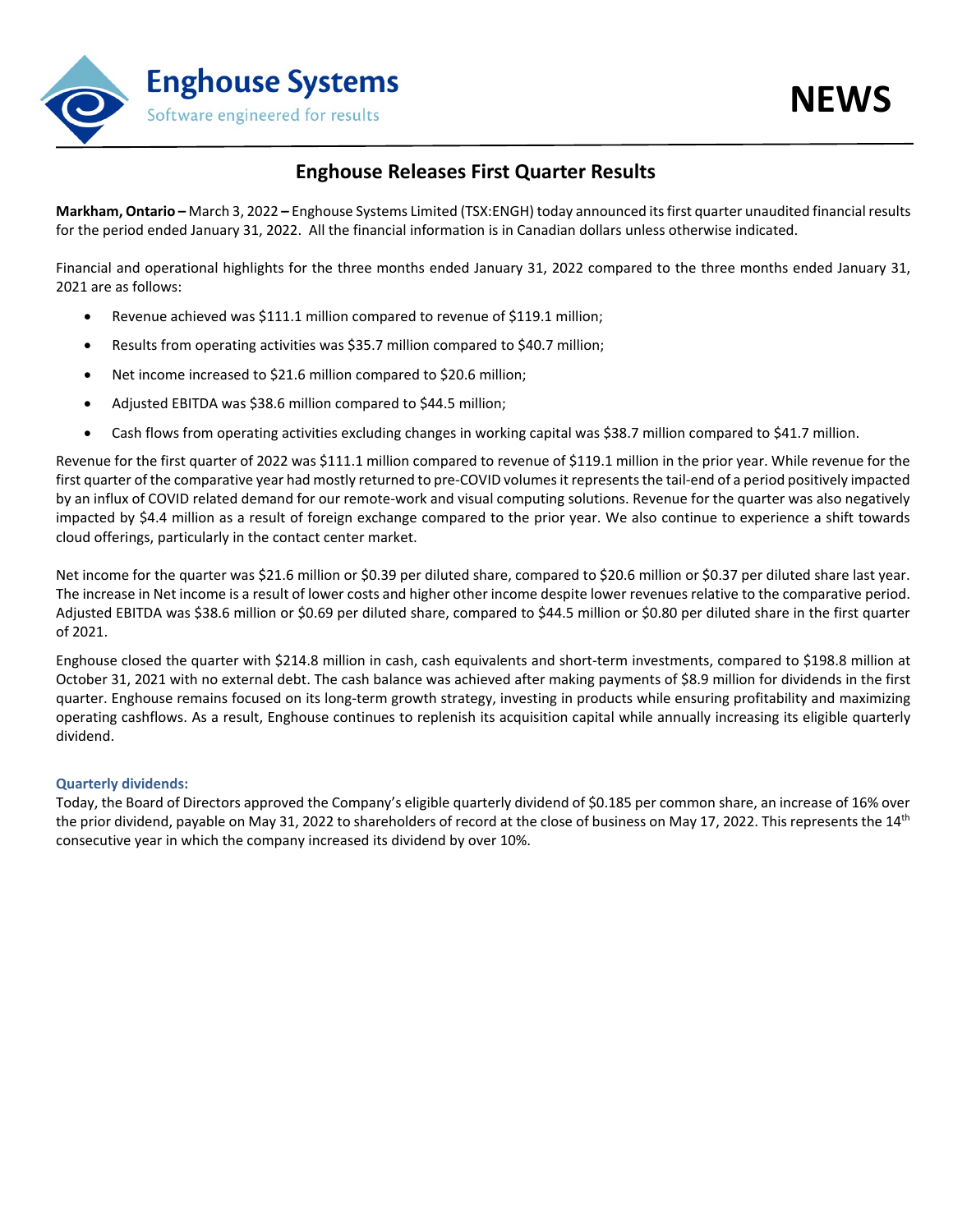# Enghouse Releases First Quarter Results

**Markham, Ontario –** March 3, 2022 **–** Enghouse Systems Limited (TSX:ENGH) today announced its first quarter unaudited financial results for the period ended January 31, 2022. All the financial information is in Canadian dollars unless otherwise indicated.

Financial and operational highlights for the three months ended January 31, 2022 compared to the three months ended January 31, 2021 are as follows:

- Revenue achieved was $111.1 million compared to revenue of $119.1 million;
- Results from operating activities was $35.7 million compared to $40.7 million;
- Net income increased to $21.6 million compared to $20.6 million;
- Adjusted EBITDA was $38.6 million compared to $44.5 million;
- Cash flows from operating activities excluding changes in working capital was $38.7 million compared to $41.7 million.

Revenue for the first quarter of 2022 was $111.1 million compared to revenue of $119.1 million in the prior year. While revenue for the first quarter of the comparative year had mostly returned to pre-COVID volumes it represents the tail-end of a period positively impacted by an influx of COVID related demand for our remote-work and visual computing solutions. Revenue for the quarter was also negatively impacted by $4.4 million as a result of foreign exchange compared to the prior year. We also continue to experience a shift towards cloud offerings, particularly in the contact center market.

Net income for the quarter was $21.6 million or $0.39 per diluted share, compared to $20.6 million or $0.37 per diluted share last year. The increase in Net income is a result of lower costs and higher other income despite lower revenues relative to the comparative period. Adjusted EBITDA was $38.6 million or $0.69 per diluted share, compared to $44.5 million or $0.80 per diluted share in the first quarter of 2021.

Enghouse closed the quarter with $214.8 million in cash, cash equivalents and short-term investments, compared to $198.8 million at October 31, 2021 with no external debt. The cash balance was achieved after making payments of $8.9 million for dividends in the first quarter. Enghouse remains focused on its long-term growth strategy, investing in products while ensuring profitability and maximizing operating cashflows. As a result, Enghouse continues to replenish its acquisition capital while annually increasing its eligible quarterly dividend.

### Quarterly dividends:

Today, the Board of Directors approved the Company's eligible quarterly dividend of $0.185 per common share, an increase of 16% over the prior dividend, payable on May 31, 2022 to shareholders of record at the close of business on May 17, 2022. This represents the 14th consecutive year in which the company increased its dividend by over 10%.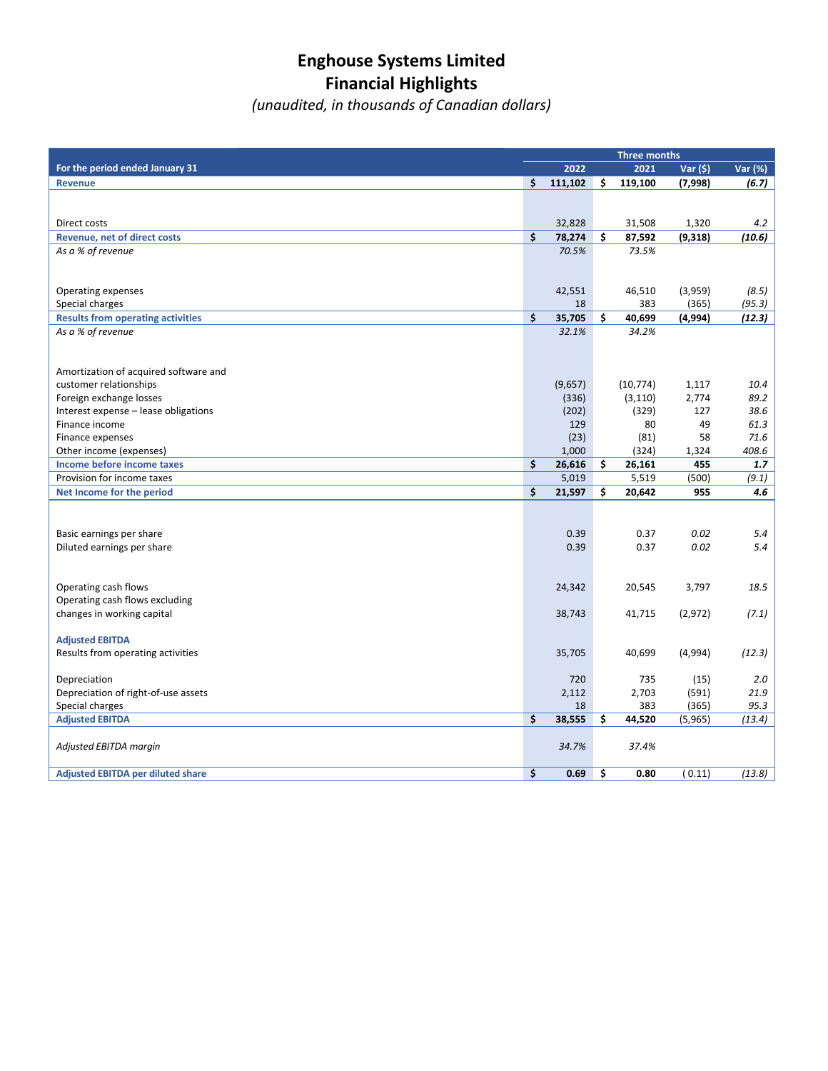# Enghouse Systems Limited
# Financial Highlights
*(unaudited, in thousands of Canadian dollars)*

| For the period ended January 31 | Three months 2022 | 2021 | Var ($) | Var (%) |
|---|---|---|---|---|
| **Revenue** | **$ 111,102** | **$ 119,100** | **(7,998)** | ***(6.7)*** |
| Direct costs | 32,828 | 31,508 | 1,320 | *4.2* |
| **Revenue, net of direct costs** | **$ 78,274** | **$ 87,592** | **(9,318)** | ***(10.6)*** |
| *As a % of revenue* | *70.5%* | *73.5%* | | |
| Operating expenses | 42,551 | 46,510 | (3,959) | *(8.5)* |
| Special charges | 18 | 383 | (365) | *(95.3)* |
| **Results from operating activities** | **$ 35,705** | **$ 40,699** | **(4,994)** | ***(12.3)*** |
| *As a % of revenue* | *32.1%* | *34.2%* | | |
| Amortization of acquired software and customer relationships | (9,657) | (10,774) | 1,117 | *10.4* |
| Foreign exchange losses | (336) | (3,110) | 2,774 | *89.2* |
| Interest expense – lease obligations | (202) | (329) | 127 | *38.6* |
| Finance income | 129 | 80 | 49 | *61.3* |
| Finance expenses | (23) | (81) | 58 | *71.6* |
| Other income (expenses) | 1,000 | (324) | 1,324 | *408.6* |
| **Income before income taxes** | **$ 26,616** | **$ 26,161** | **455** | ***1.7*** |
| Provision for income taxes | 5,019 | 5,519 | (500) | *(9.1)* |
| **Net Income for the period** | **$ 21,597** | **$ 20,642** | **955** | ***4.6*** |
| Basic earnings per share | 0.39 | 0.37 | *0.02* | *5.4* |
| Diluted earnings per share | 0.39 | 0.37 | *0.02* | *5.4* |
| Operating cash flows | 24,342 | 20,545 | 3,797 | *18.5* |
| Operating cash flows excluding changes in working capital | 38,743 | 41,715 | (2,972) | *(7.1)* |
| **Adjusted EBITDA** | | | | |
| Results from operating activities | 35,705 | 40,699 | (4,994) | *(12.3)* |
| Depreciation | 720 | 735 | (15) | *2.0* |
| Depreciation of right-of-use assets | 2,112 | 2,703 | (591) | *21.9* |
| Special charges | 18 | 383 | (365) | *95.3* |
| **Adjusted EBITDA** | **$ 38,555** | **$ 44,520** | (5,965) | *(13.4)* |
| *Adjusted EBITDA margin* | *34.7%* | *37.4%* | | |
| **Adjusted EBITDA per diluted share** | **$ 0.69** | **$ 0.80** | ( 0.11) | *(13.8)* |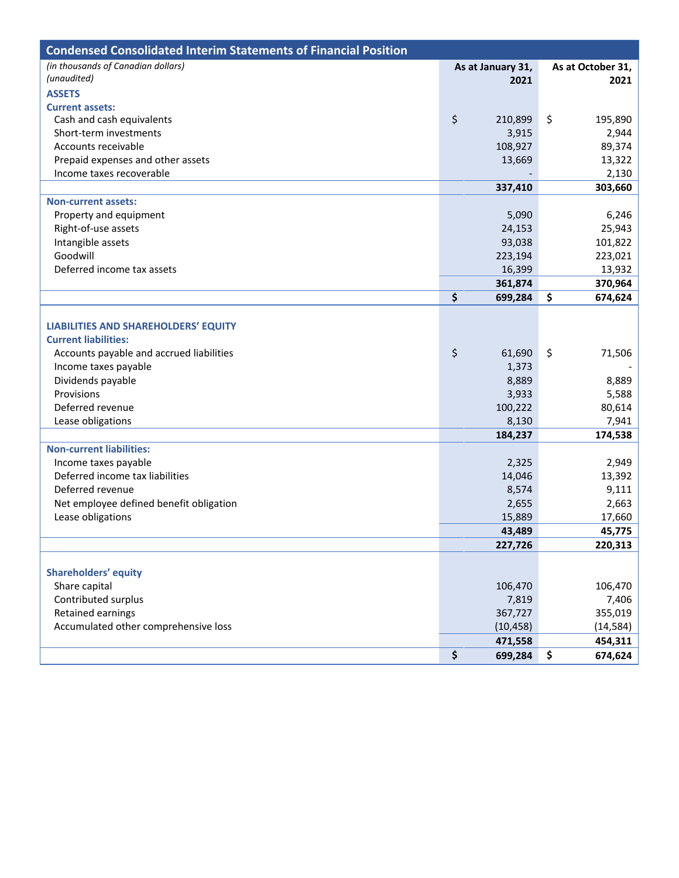## Condensed Consolidated Interim Statements of Financial Position

| *(in thousands of Canadian dollars)* *(unaudited)* | As at January 31, 2021 | As at October 31, 2021 |
|---|---|---|
| **ASSETS** | | |
| **Current assets:** | | |
| Cash and cash equivalents | $ 210,899 | $ 195,890 |
| Short-term investments | 3,915 | 2,944 |
| Accounts receivable | 108,927 | 89,374 |
| Prepaid expenses and other assets | 13,669 | 13,322 |
| Income taxes recoverable | - | 2,130 |
| | **337,410** | **303,660** |
| **Non-current assets:** | | |
| Property and equipment | 5,090 | 6,246 |
| Right-of-use assets | 24,153 | 25,943 |
| Intangible assets | 93,038 | 101,822 |
| Goodwill | 223,194 | 223,021 |
| Deferred income tax assets | 16,399 | 13,932 |
| | **361,874** | **370,964** |
| | **$ 699,284** | **$ 674,624** |
| **LIABILITIES AND SHAREHOLDERS' EQUITY** | | |
| **Current liabilities:** | | |
| Accounts payable and accrued liabilities | $ 61,690 | $ 71,506 |
| Income taxes payable | 1,373 | - |
| Dividends payable | 8,889 | 8,889 |
| Provisions | 3,933 | 5,588 |
| Deferred revenue | 100,222 | 80,614 |
| Lease obligations | 8,130 | 7,941 |
| | **184,237** | **174,538** |
| **Non-current liabilities:** | | |
| Income taxes payable | 2,325 | 2,949 |
| Deferred income tax liabilities | 14,046 | 13,392 |
| Deferred revenue | 8,574 | 9,111 |
| Net employee defined benefit obligation | 2,655 | 2,663 |
| Lease obligations | 15,889 | 17,660 |
| | **43,489** | **45,775** |
| | **227,726** | **220,313** |
| **Shareholders' equity** | | |
| Share capital | 106,470 | 106,470 |
| Contributed surplus | 7,819 | 7,406 |
| Retained earnings | 367,727 | 355,019 |
| Accumulated other comprehensive loss | (10,458) | (14,584) |
| | **471,558** | **454,311** |
| | **$ 699,284** | **$ 674,624** |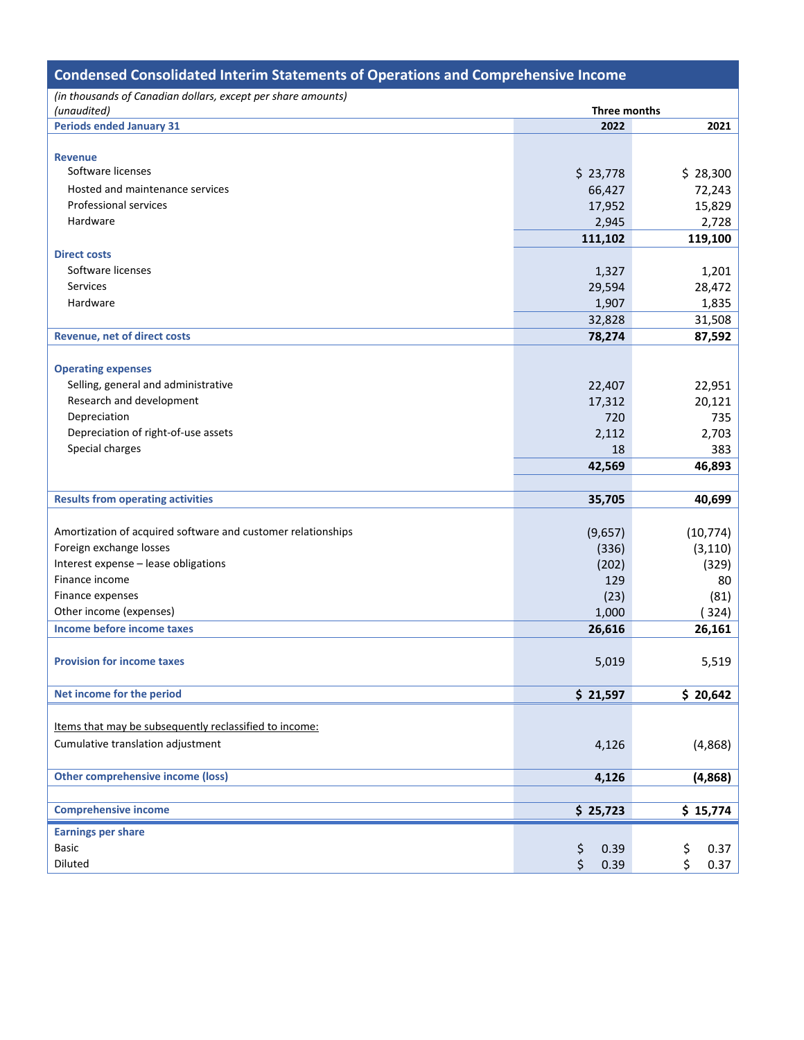## Condensed Consolidated Interim Statements of Operations and Comprehensive Income

*(in thousands of Canadian dollars, except per share amounts)*
*(unaudited)*

| | Three months | |
|---|---|---|
| **Periods ended January 31** | **2022** | **2021** |
| **Revenue** | | |
| Software licenses | $ 23,778 | $ 28,300 |
| Hosted and maintenance services | 66,427 | 72,243 |
| Professional services | 17,952 | 15,829 |
| Hardware | 2,945 | 2,728 |
| | **111,102** | **119,100** |
| **Direct costs** | | |
| Software licenses | 1,327 | 1,201 |
| Services | 29,594 | 28,472 |
| Hardware | 1,907 | 1,835 |
| | 32,828 | 31,508 |
| **Revenue, net of direct costs** | **78,274** | **87,592** |
| **Operating expenses** | | |
| Selling, general and administrative | 22,407 | 22,951 |
| Research and development | 17,312 | 20,121 |
| Depreciation | 720 | 735 |
| Depreciation of right-of-use assets | 2,112 | 2,703 |
| Special charges | 18 | 383 |
| | **42,569** | **46,893** |
| **Results from operating activities** | **35,705** | **40,699** |
| Amortization of acquired software and customer relationships | (9,657) | (10,774) |
| Foreign exchange losses | (336) | (3,110) |
| Interest expense – lease obligations | (202) | (329) |
| Finance income | 129 | 80 |
| Finance expenses | (23) | (81) |
| Other income (expenses) | 1,000 | ( 324) |
| **Income before income taxes** | **26,616** | **26,161** |
| **Provision for income taxes** | 5,019 | 5,519 |
| **Net income for the period** | **$ 21,597** | **$ 20,642** |
| Items that may be subsequently reclassified to income: | | |
| Cumulative translation adjustment | 4,126 | (4,868) |
| **Other comprehensive income (loss)** | **4,126** | **(4,868)** |
| **Comprehensive income** | **$ 25,723** | **$ 15,774** |
| **Earnings per share** | | |
| Basic | $ 0.39 | $ 0.37 |
| Diluted | $ 0.39 | $ 0.37 |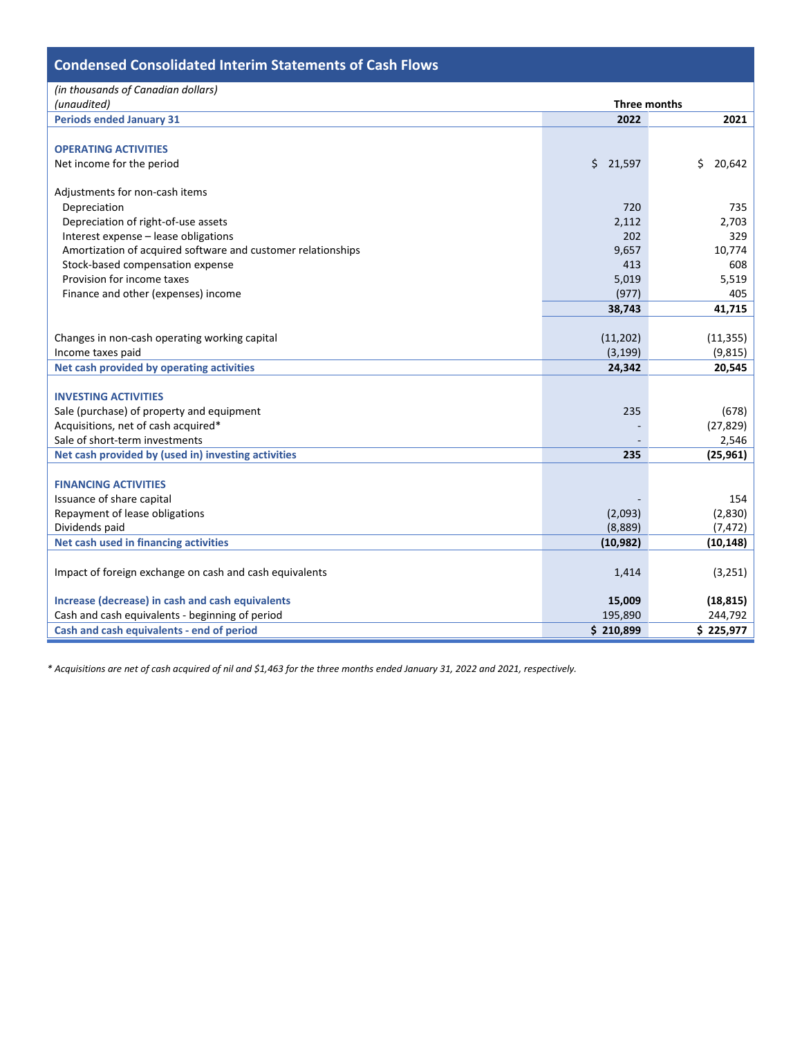## Condensed Consolidated Interim Statements of Cash Flows

*(in thousands of Canadian dollars)*
*(unaudited)*

| | Three months | |
|---|---|---|
| **Periods ended January 31** | **2022** | **2021** |
| **OPERATING ACTIVITIES** | | |
| Net income for the period | $ 21,597 | $ 20,642 |
| Adjustments for non-cash items | | |
| Depreciation | 720 | 735 |
| Depreciation of right-of-use assets | 2,112 | 2,703 |
| Interest expense – lease obligations | 202 | 329 |
| Amortization of acquired software and customer relationships | 9,657 | 10,774 |
| Stock-based compensation expense | 413 | 608 |
| Provision for income taxes | 5,019 | 5,519 |
| Finance and other (expenses) income | (977) | 405 |
| | **38,743** | **41,715** |
| Changes in non-cash operating working capital | (11,202) | (11,355) |
| Income taxes paid | (3,199) | (9,815) |
| **Net cash provided by operating activities** | **24,342** | **20,545** |
| **INVESTING ACTIVITIES** | | |
| Sale (purchase) of property and equipment | 235 | (678) |
| Acquisitions, net of cash acquired* | - | (27,829) |
| Sale of short-term investments | - | 2,546 |
| **Net cash provided by (used in) investing activities** | **235** | **(25,961)** |
| **FINANCING ACTIVITIES** | | |
| Issuance of share capital | - | 154 |
| Repayment of lease obligations | (2,093) | (2,830) |
| Dividends paid | (8,889) | (7,472) |
| **Net cash used in financing activities** | **(10,982)** | **(10,148)** |
| Impact of foreign exchange on cash and cash equivalents | 1,414 | (3,251) |
| **Increase (decrease) in cash and cash equivalents** | **15,009** | **(18,815)** |
| Cash and cash equivalents - beginning of period | 195,890 | 244,792 |
| **Cash and cash equivalents - end of period** | **$ 210,899** | **$ 225,977** |

*\* Acquisitions are net of cash acquired of nil and $1,463 for the three months ended January 31, 2022 and 2021, respectively.*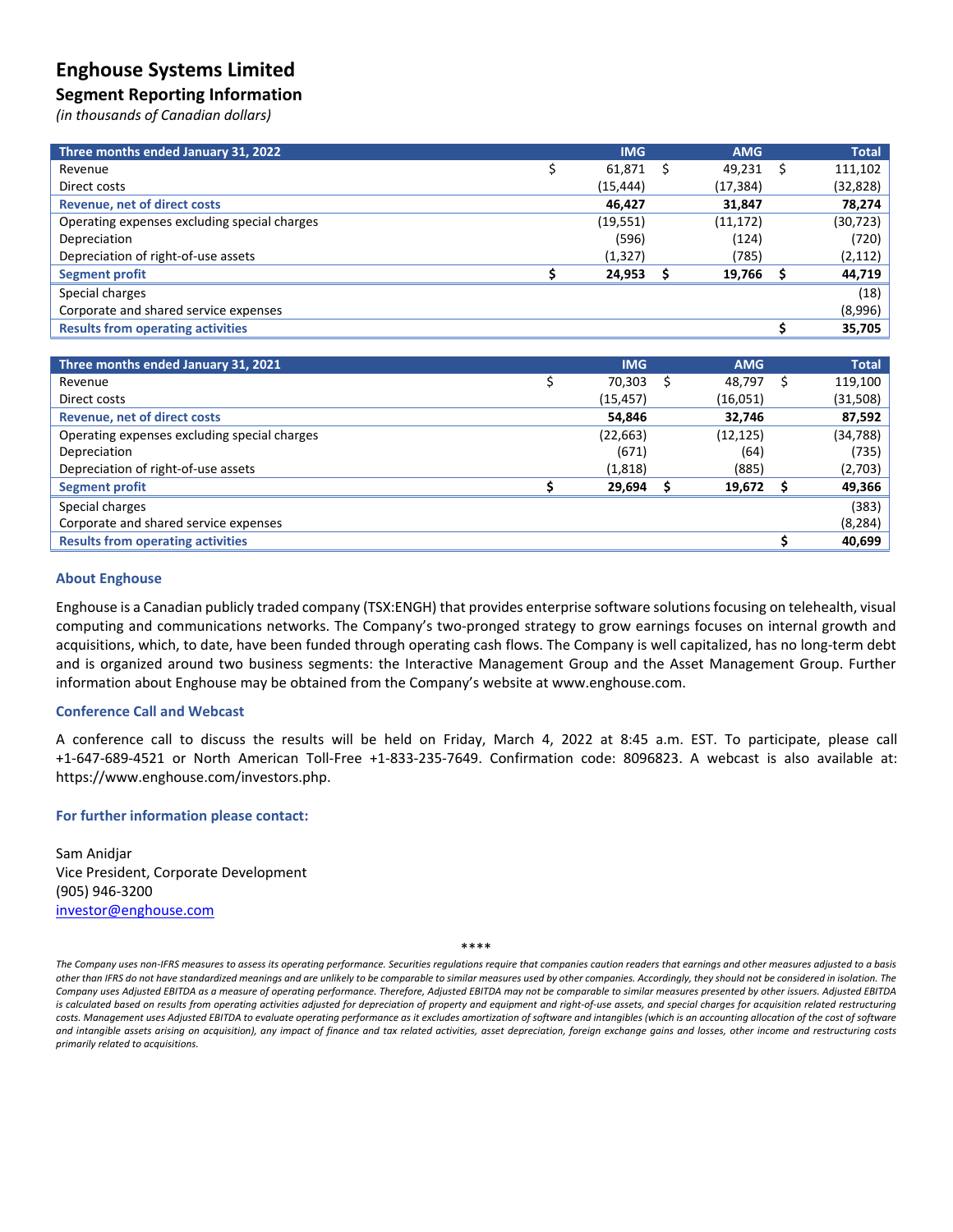# Enghouse Systems Limited

## Segment Reporting Information

*(in thousands of Canadian dollars)*

| Three months ended January 31, 2022 | IMG | AMG | Total |
|---|---|---|---|
| Revenue | $ 61,871 | $ 49,231 | $ 111,102 |
| Direct costs | (15,444) | (17,384) | (32,828) |
| **Revenue, net of direct costs** | **46,427** | **31,847** | **78,274** |
| Operating expenses excluding special charges | (19,551) | (11,172) | (30,723) |
| Depreciation | (596) | (124) | (720) |
| Depreciation of right-of-use assets | (1,327) | (785) | (2,112) |
| **Segment profit** | **$ 24,953** | **$ 19,766** | **$ 44,719** |
| Special charges | | | (18) |
| Corporate and shared service expenses | | | (8,996) |
| **Results from operating activities** | | | **$ 35,705** |

| Three months ended January 31, 2021 | IMG | AMG | Total |
|---|---|---|---|
| Revenue | $ 70,303 | $ 48,797 | $ 119,100 |
| Direct costs | (15,457) | (16,051) | (31,508) |
| **Revenue, net of direct costs** | **54,846** | **32,746** | **87,592** |
| Operating expenses excluding special charges | (22,663) | (12,125) | (34,788) |
| Depreciation | (671) | (64) | (735) |
| Depreciation of right-of-use assets | (1,818) | (885) | (2,703) |
| **Segment profit** | **$ 29,694** | **$ 19,672** | **$ 49,366** |
| Special charges | | | (383) |
| Corporate and shared service expenses | | | (8,284) |
| **Results from operating activities** | | | **$ 40,699** |

### About Enghouse

Enghouse is a Canadian publicly traded company (TSX:ENGH) that provides enterprise software solutions focusing on telehealth, visual computing and communications networks. The Company's two-pronged strategy to grow earnings focuses on internal growth and acquisitions, which, to date, have been funded through operating cash flows. The Company is well capitalized, has no long-term debt and is organized around two business segments: the Interactive Management Group and the Asset Management Group. Further information about Enghouse may be obtained from the Company's website at www.enghouse.com.

### Conference Call and Webcast

A conference call to discuss the results will be held on Friday, March 4, 2022 at 8:45 a.m. EST. To participate, please call +1-647-689-4521 or North American Toll-Free +1-833-235-7649. Confirmation code: 8096823. A webcast is also available at: https://www.enghouse.com/investors.php.

### For further information please contact:

Sam Anidjar
Vice President, Corporate Development
(905) 946-3200
investor@enghouse.com

****

*The Company uses non-IFRS measures to assess its operating performance. Securities regulations require that companies caution readers that earnings and other measures adjusted to a basis other than IFRS do not have standardized meanings and are unlikely to be comparable to similar measures used by other companies. Accordingly, they should not be considered in isolation. The Company uses Adjusted EBITDA as a measure of operating performance. Therefore, Adjusted EBITDA may not be comparable to similar measures presented by other issuers. Adjusted EBITDA is calculated based on results from operating activities adjusted for depreciation of property and equipment and right-of-use assets, and special charges for acquisition related restructuring costs. Management uses Adjusted EBITDA to evaluate operating performance as it excludes amortization of software and intangibles (which is an accounting allocation of the cost of software and intangible assets arising on acquisition), any impact of finance and tax related activities, asset depreciation, foreign exchange gains and losses, other income and restructuring costs primarily related to acquisitions.*